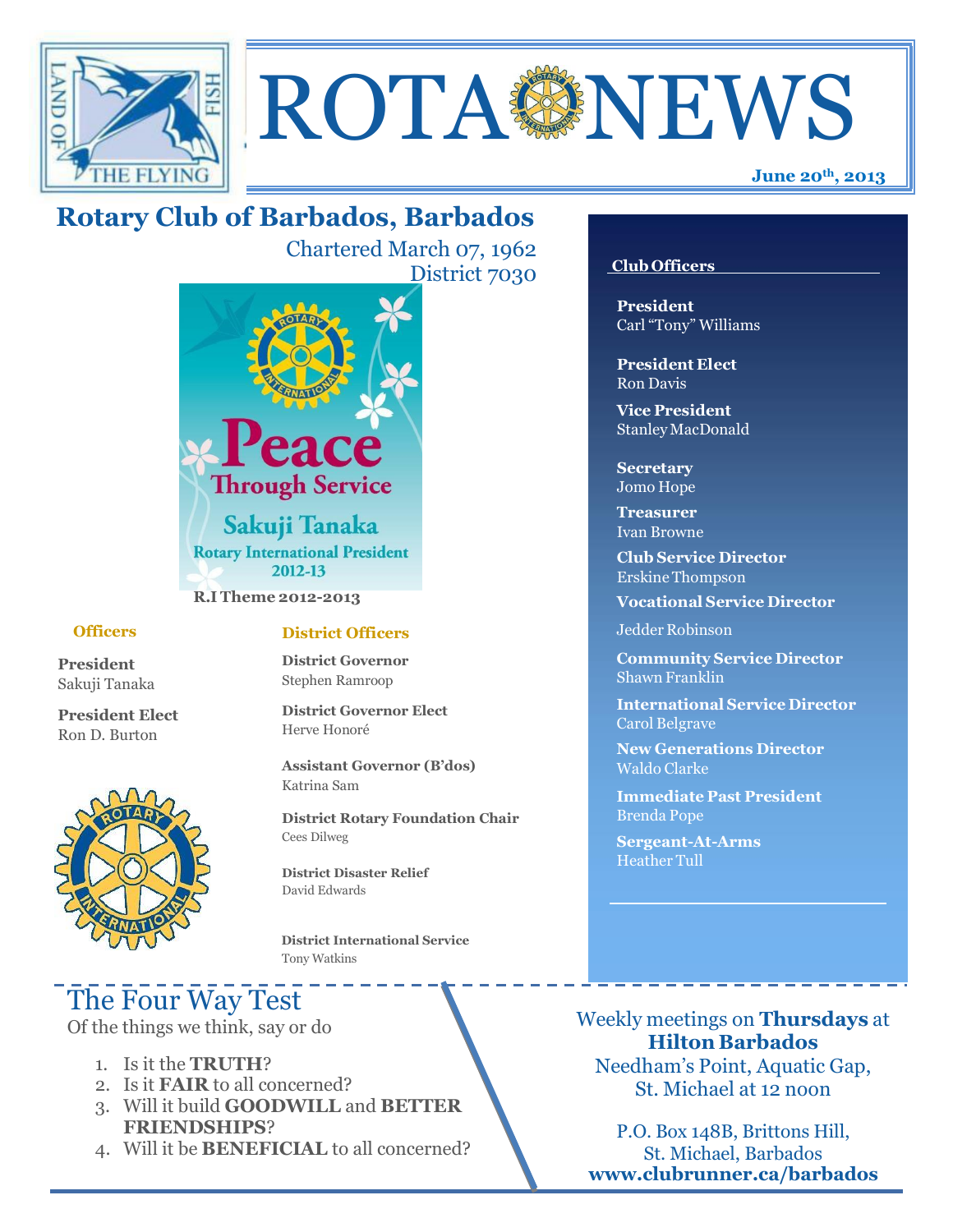# ROTA NEWS

**June 20th, 2013**

## Rotary Club of Barbados, Barbados

Chartered March 07, 1962
District 7030

Peace Through Service
Sakuji Tanaka
Rotary International President 2012-13

**R.I Theme 2012-2013**

### Officers

**President**
Sakuji Tanaka

**President Elect**
Ron D. Burton

### District Officers

**District Governor**
Stephen Ramroop

**District Governor Elect**
Herve Honoré

**Assistant Governor (B'dos)**
Katrina Sam

**District Rotary Foundation Chair**
Cees Dilweg

**District Disaster Relief**
David Edwards

**District International Service**
Tony Watkins

### Club Officers

**President**
Carl "Tony" Williams

**President Elect**
Ron Davis

**Vice President**
Stanley MacDonald

**Secretary**
Jomo Hope

**Treasurer**
Ivan Browne

**Club Service Director**
Erskine Thompson

**Vocational Service Director**
Jedder Robinson

**Community Service Director**
Shawn Franklin

**International Service Director**
Carol Belgrave

**New Generations Director**
Waldo Clarke

**Immediate Past President**
Brenda Pope

**Sergeant-At-Arms**
Heather Tull

## The Four Way Test

Of the things we think, say or do

1. Is it the **TRUTH**?
2. Is it **FAIR** to all concerned?
3. Will it build **GOODWILL** and **BETTER FRIENDSHIPS**?
4. Will it be **BENEFICIAL** to all concerned?

Weekly meetings on **Thursdays** at **Hilton Barbados**
Needham's Point, Aquatic Gap, St. Michael at 12 noon

P.O. Box 148B, Brittons Hill, St. Michael, Barbados
**www.clubrunner.ca/barbados**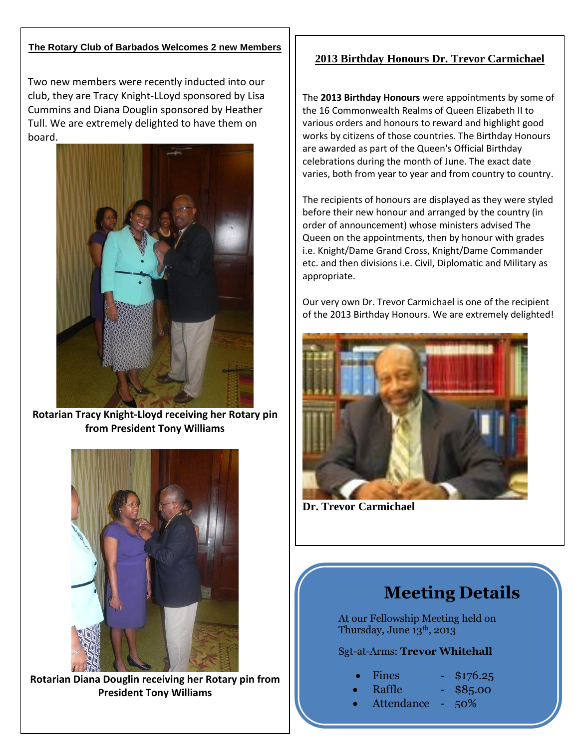## The Rotary Club of Barbados Welcomes 2 new Members

Two new members were recently inducted into our club, they are Tracy Knight-LLoyd sponsored by Lisa Cummins and Diana Douglin sponsored by Heather Tull. We are extremely delighted to have them on board.

**Rotarian Tracy Knight-Lloyd receiving her Rotary pin from President Tony Williams**

**Rotarian Diana Douglin receiving her Rotary pin from President Tony Williams**

## 2013 Birthday Honours Dr. Trevor Carmichael

The **2013 Birthday Honours** were appointments by some of the 16 Commonwealth Realms of Queen Elizabeth II to various orders and honours to reward and highlight good works by citizens of those countries. The Birthday Honours are awarded as part of the Queen's Official Birthday celebrations during the month of June. The exact date varies, both from year to year and from country to country.

The recipients of honours are displayed as they were styled before their new honour and arranged by the country (in order of announcement) whose ministers advised The Queen on the appointments, then by honour with grades i.e. Knight/Dame Grand Cross, Knight/Dame Commander etc. and then divisions i.e. Civil, Diplomatic and Military as appropriate.

Our very own Dr. Trevor Carmichael is one of the recipient of the 2013 Birthday Honours. We are extremely delighted!

**Dr. Trevor Carmichael**

## Meeting Details

At our Fellowship Meeting held on Thursday, June 13th, 2013

Sgt-at-Arms: **Trevor Whitehall**

- Fines - $176.25
- Raffle - $85.00
- Attendance - 50%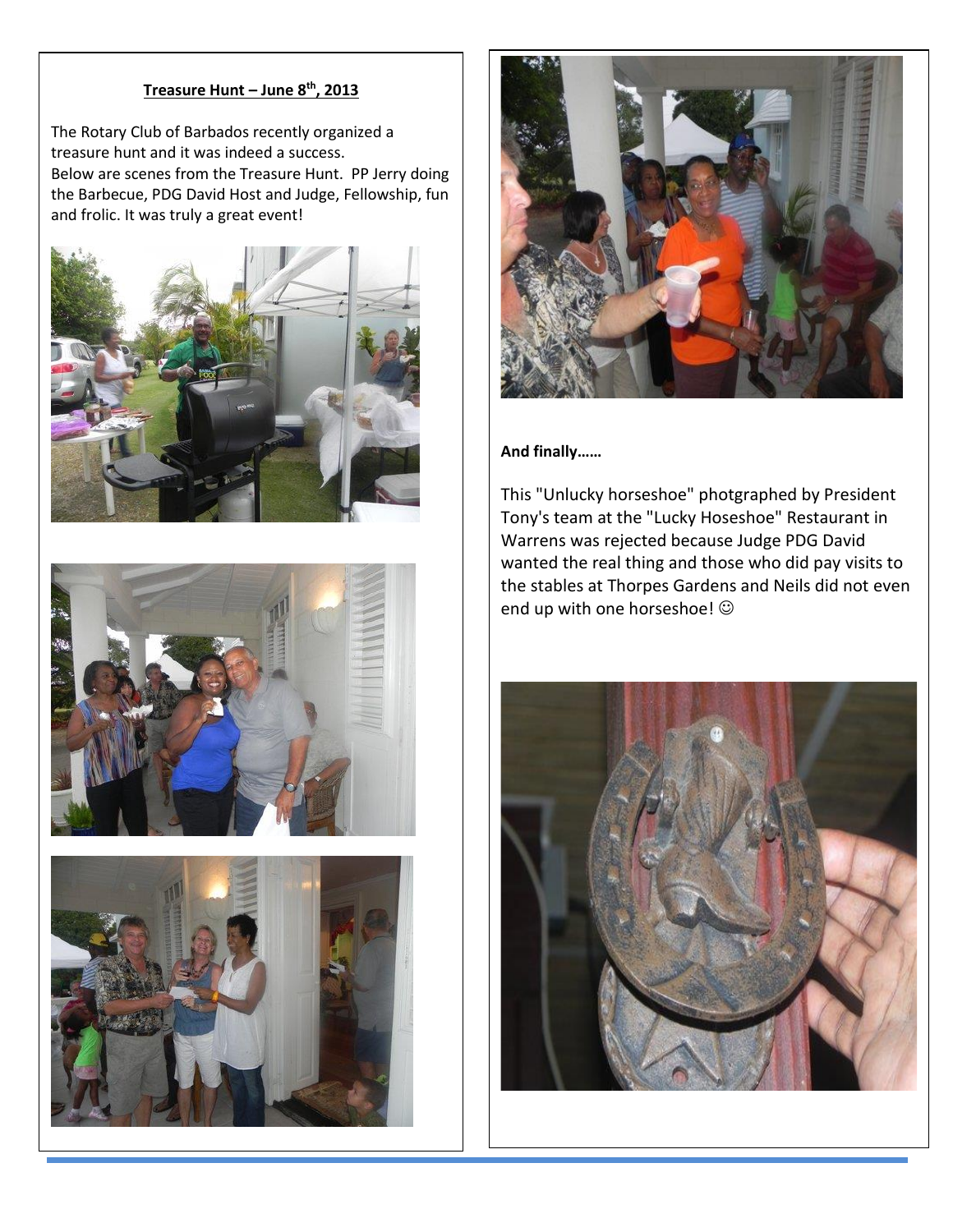## Treasure Hunt – June 8th, 2013

The Rotary Club of Barbados recently organized a treasure hunt and it was indeed a success.
Below are scenes from the Treasure Hunt. PP Jerry doing the Barbecue, PDG David Host and Judge, Fellowship, fun and frolic. It was truly a great event!

**And finally……**

This "Unlucky horseshoe" photgraphed by President Tony's team at the "Lucky Hoseshoe" Restaurant in Warrens was rejected because Judge PDG David wanted the real thing and those who did pay visits to the stables at Thorpes Gardens and Neils did not even end up with one horseshoe! ☺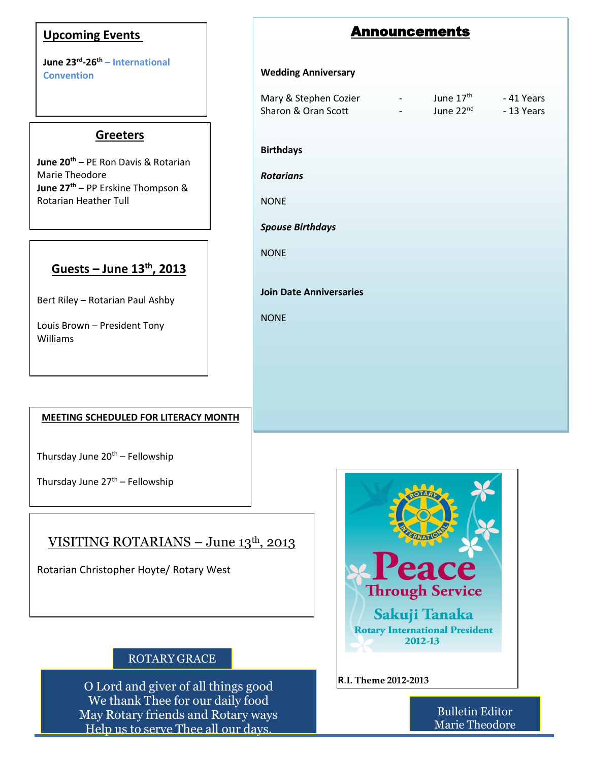## Upcoming Events

**June 23rd-26th** – International Convention

## Greeters

**June 20th** – PE Ron Davis & Rotarian Marie Theodore
**June 27th** – PP Erskine Thompson & Rotarian Heather Tull

## Guests – June 13th, 2013

Bert Riley – Rotarian Paul Ashby

Louis Brown – President Tony Williams

## MEETING SCHEDULED FOR LITERACY MONTH

Thursday June 20th – Fellowship

Thursday June 27th – Fellowship

## VISITING ROTARIANS – June 13th, 2013

Rotarian Christopher Hoyte/ Rotary West

## ROTARY GRACE

O Lord and giver of all things good
We thank Thee for our daily food
May Rotary friends and Rotary ways
Help us to serve Thee all our days.

## Announcements

**Wedding Anniversary**

| | | | |
|---|---|---|---|
| Mary & Stephen Cozier | - | June 17th | - 41 Years |
| Sharon & Oran Scott | - | June 22nd | - 13 Years |

**Birthdays**

***Rotarians***

NONE

***Spouse Birthdays***

NONE

**Join Date Anniversaries**

NONE

Peace Through Service
Sakuji Tanaka
Rotary International President 2012-13

**R.I. Theme 2012-2013**

Bulletin Editor
Marie Theodore